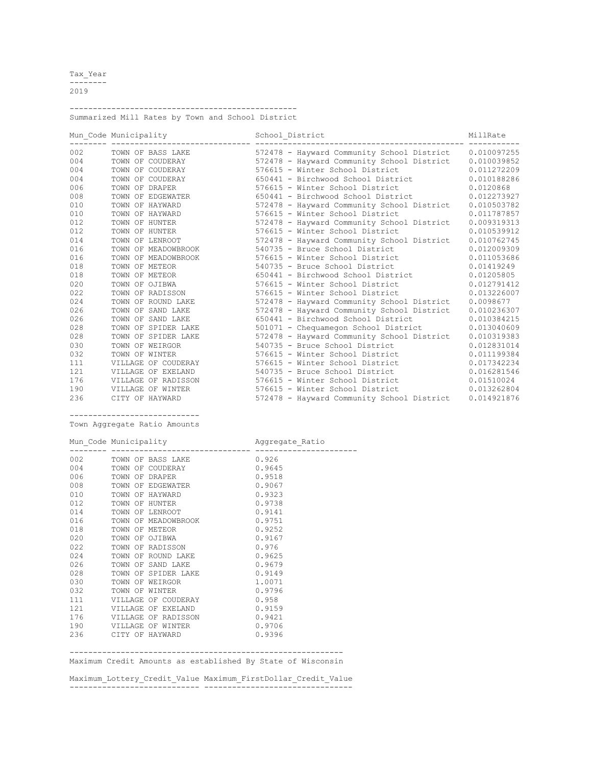| Tax_Year |
| --- |
| 2019 |

## Summarized Mill Rates by Town and School District

| Mun_Code | Municipality | School_District | MillRate |
| --- | --- | --- | --- |
| 002 | TOWN OF BASS LAKE | 572478 - Hayward Community School District | 0.010097255 |
| 004 | TOWN OF COUDERAY | 572478 - Hayward Community School District | 0.010039852 |
| 004 | TOWN OF COUDERAY | 576615 - Winter School District | 0.011272209 |
| 004 | TOWN OF COUDERAY | 650441 - Birchwood School District | 0.010188286 |
| 006 | TOWN OF DRAPER | 576615 - Winter School District | 0.0120868 |
| 008 | TOWN OF EDGEWATER | 650441 - Birchwood School District | 0.012273927 |
| 010 | TOWN OF HAYWARD | 572478 - Hayward Community School District | 0.010503782 |
| 010 | TOWN OF HAYWARD | 576615 - Winter School District | 0.011787857 |
| 012 | TOWN OF HUNTER | 572478 - Hayward Community School District | 0.009319313 |
| 012 | TOWN OF HUNTER | 576615 - Winter School District | 0.010539912 |
| 014 | TOWN OF LENROOT | 572478 - Hayward Community School District | 0.010762745 |
| 016 | TOWN OF MEADOWBROOK | 540735 - Bruce School District | 0.012009309 |
| 016 | TOWN OF MEADOWBROOK | 576615 - Winter School District | 0.011053686 |
| 018 | TOWN OF METEOR | 540735 - Bruce School District | 0.01419249 |
| 018 | TOWN OF METEOR | 650441 - Birchwood School District | 0.01205805 |
| 020 | TOWN OF OJIBWA | 576615 - Winter School District | 0.012791412 |
| 022 | TOWN OF RADISSON | 576615 - Winter School District | 0.013226007 |
| 024 | TOWN OF ROUND LAKE | 572478 - Hayward Community School District | 0.0098677 |
| 026 | TOWN OF SAND LAKE | 572478 - Hayward Community School District | 0.010236307 |
| 026 | TOWN OF SAND LAKE | 650441 - Birchwood School District | 0.010384215 |
| 028 | TOWN OF SPIDER LAKE | 501071 - Chequamegon School District | 0.013040609 |
| 028 | TOWN OF SPIDER LAKE | 572478 - Hayward Community School District | 0.010319383 |
| 030 | TOWN OF WEIRGOR | 540735 - Bruce School District | 0.012831014 |
| 032 | TOWN OF WINTER | 576615 - Winter School District | 0.011199384 |
| 111 | VILLAGE OF COUDERAY | 576615 - Winter School District | 0.017342234 |
| 121 | VILLAGE OF EXELAND | 540735 - Bruce School District | 0.016281546 |
| 176 | VILLAGE OF RADISSON | 576615 - Winter School District | 0.01510024 |
| 190 | VILLAGE OF WINTER | 576615 - Winter School District | 0.013262804 |
| 236 | CITY OF HAYWARD | 572478 - Hayward Community School District | 0.014921876 |

## Town Aggregate Ratio Amounts

| Mun_Code | Municipality | Aggregate_Ratio |
| --- | --- | --- |
| 002 | TOWN OF BASS LAKE | 0.926 |
| 004 | TOWN OF COUDERAY | 0.9645 |
| 006 | TOWN OF DRAPER | 0.9518 |
| 008 | TOWN OF EDGEWATER | 0.9067 |
| 010 | TOWN OF HAYWARD | 0.9323 |
| 012 | TOWN OF HUNTER | 0.9738 |
| 014 | TOWN OF LENROOT | 0.9141 |
| 016 | TOWN OF MEADOWBROOK | 0.9751 |
| 018 | TOWN OF METEOR | 0.9252 |
| 020 | TOWN OF OJIBWA | 0.9167 |
| 022 | TOWN OF RADISSON | 0.976 |
| 024 | TOWN OF ROUND LAKE | 0.9625 |
| 026 | TOWN OF SAND LAKE | 0.9679 |
| 028 | TOWN OF SPIDER LAKE | 0.9149 |
| 030 | TOWN OF WEIRGOR | 1.0071 |
| 032 | TOWN OF WINTER | 0.9796 |
| 111 | VILLAGE OF COUDERAY | 0.958 |
| 121 | VILLAGE OF EXELAND | 0.9159 |
| 176 | VILLAGE OF RADISSON | 0.9421 |
| 190 | VILLAGE OF WINTER | 0.9706 |
| 236 | CITY OF HAYWARD | 0.9396 |

## Maximum Credit Amounts as established By State of Wisconsin

| Maximum_Lottery_Credit_Value | Maximum_FirstDollar_Credit_Value |
| --- | --- |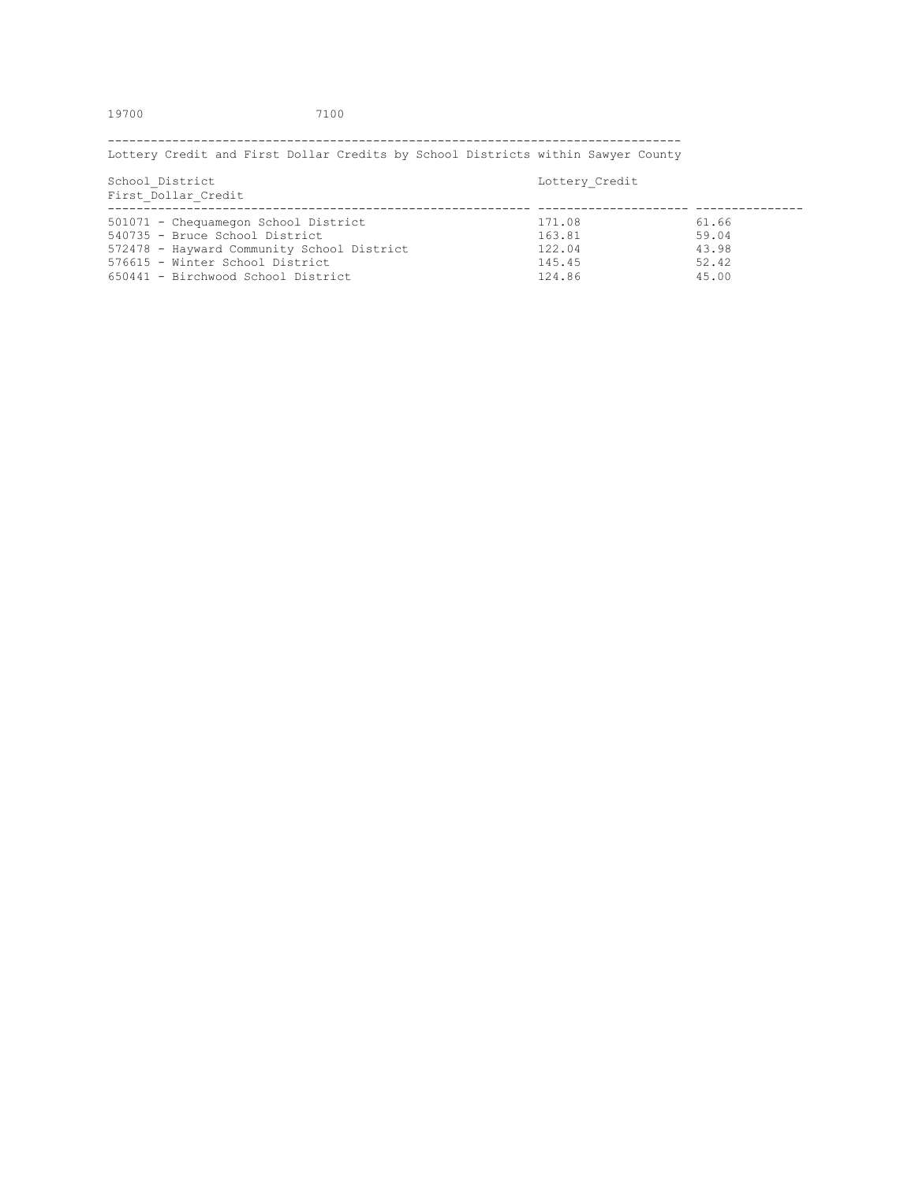19700 7100

Lottery Credit and First Dollar Credits by School Districts within Sawyer County

| School_District | Lottery_Credit | First_Dollar_Credit |
|---|---|---|
| 501071 - Chequamegon School District | 171.08 | 61.66 |
| 540735 - Bruce School District | 163.81 | 59.04 |
| 572478 - Hayward Community School District | 122.04 | 43.98 |
| 576615 - Winter School District | 145.45 | 52.42 |
| 650441 - Birchwood School District | 124.86 | 45.00 |